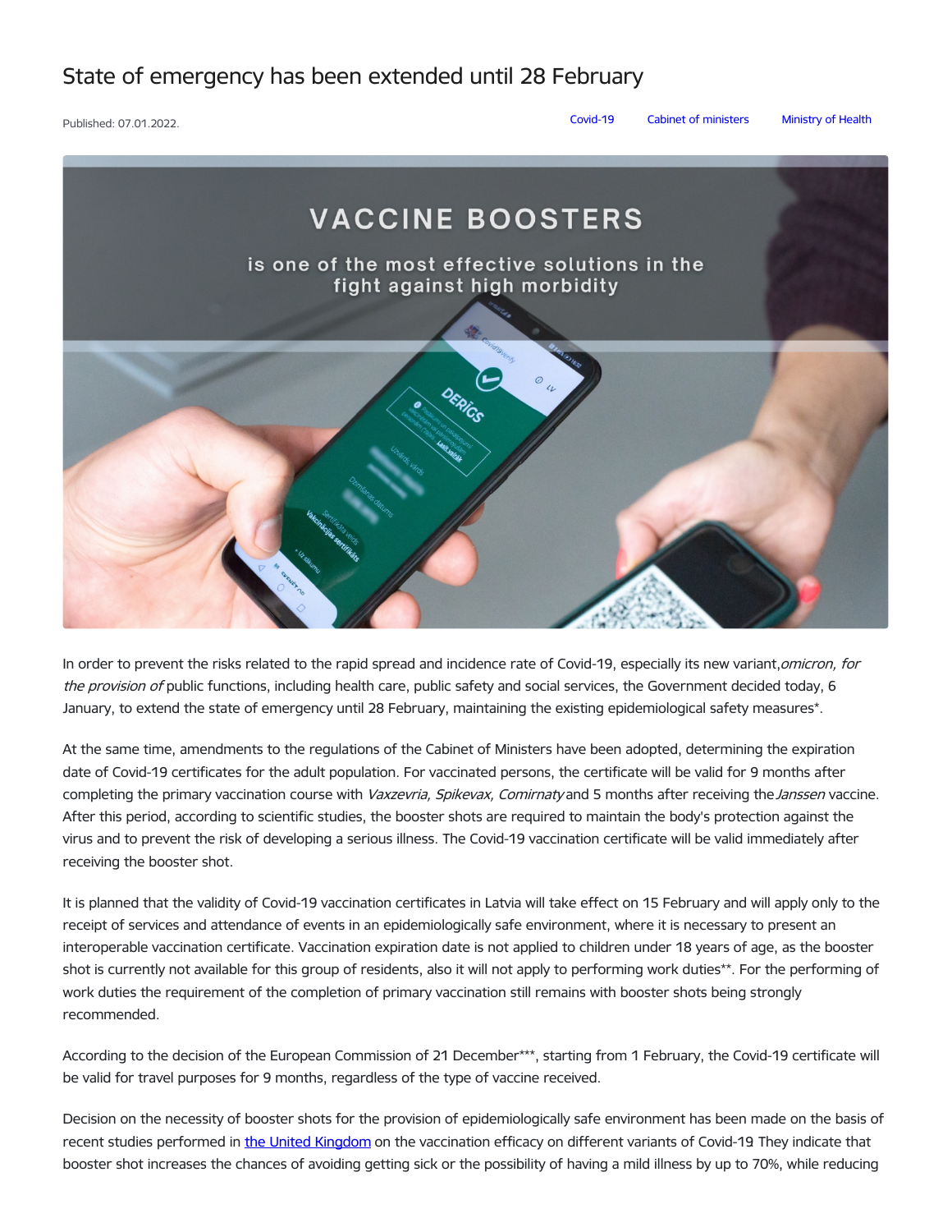# State of emergency has been extended until 28 February

Published: 07.01.2022.

Covid-19 Cabinet of ministers Ministry of Health

In order to prevent the risks related to the rapid spread and incidence rate of Covid-19, especially its new variant,*omicron, for the provision of* public functions, including health care, public safety and social services, the Government decided today, 6 January, to extend the state of emergency until 28 February, maintaining the existing epidemiological safety measures*.

At the same time, amendments to the regulations of the Cabinet of Ministers have been adopted, determining the expiration date of Covid-19 certificates for the adult population. For vaccinated persons, the certificate will be valid for 9 months after completing the primary vaccination course with *Vaxzevria, Spikevax, Comirnaty* and 5 months after receiving the *Janssen* vaccine. After this period, according to scientific studies, the booster shots are required to maintain the body's protection against the virus and to prevent the risk of developing a serious illness. The Covid-19 vaccination certificate will be valid immediately after receiving the booster shot.

It is planned that the validity of Covid-19 vaccination certificates in Latvia will take effect on 15 February and will apply only to the receipt of services and attendance of events in an epidemiologically safe environment, where it is necessary to present an interoperable vaccination certificate. Vaccination expiration date is not applied to children under 18 years of age, as the booster shot is currently not available for this group of residents, also it will not apply to performing work duties**. For the performing of work duties the requirement of the completion of primary vaccination still remains with booster shots being strongly recommended.

According to the decision of the European Commission of 21 December***, starting from 1 February, the Covid-19 certificate will be valid for travel purposes for 9 months, regardless of the type of vaccine received.

Decision on the necessity of booster shots for the provision of epidemiologically safe environment has been made on the basis of recent studies performed in [the United Kingdom] on the vaccination efficacy on different variants of Covid-19. They indicate that booster shot increases the chances of avoiding getting sick or the possibility of having a mild illness by up to 70%, while reducing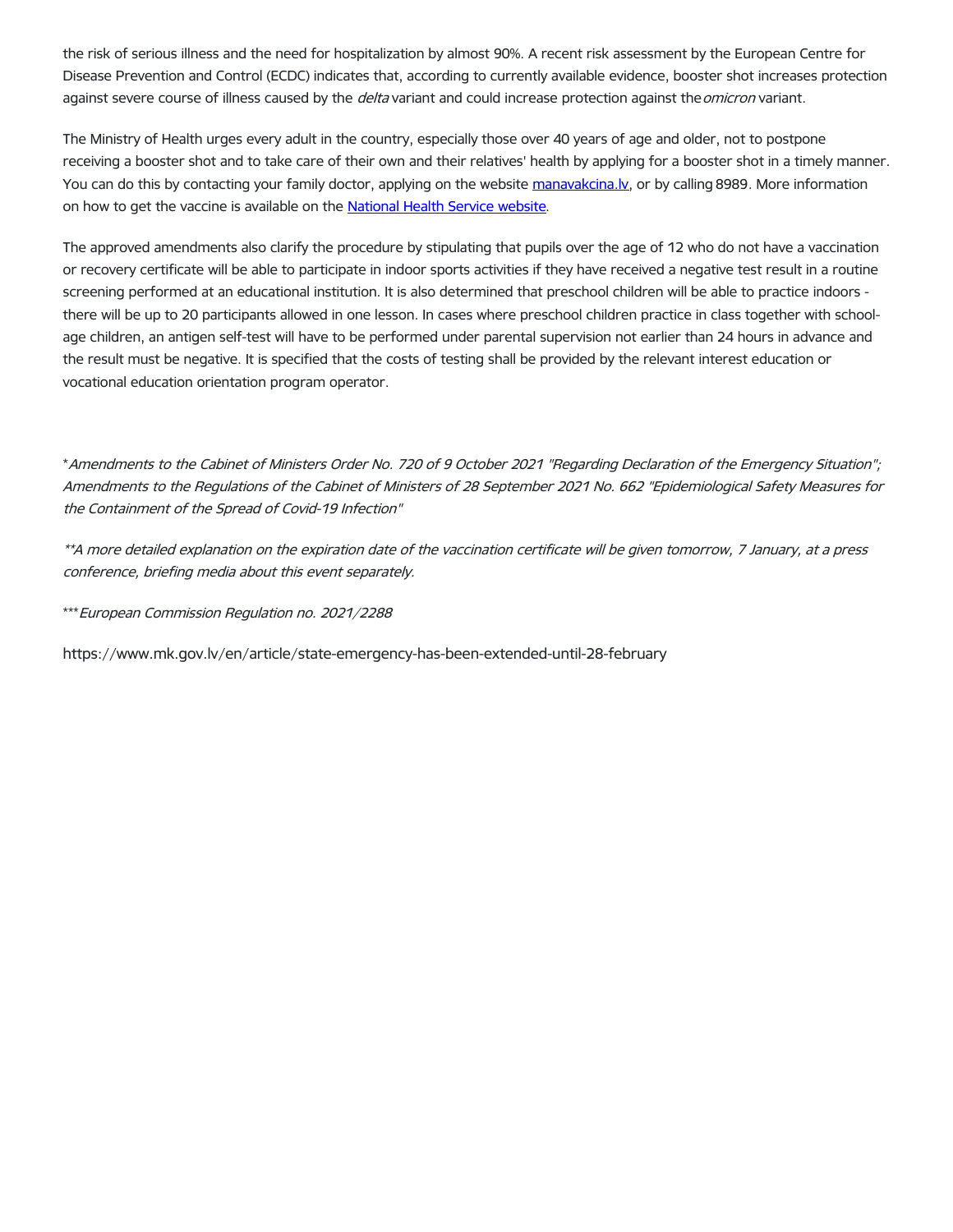the risk of serious illness and the need for hospitalization by almost 90%. A recent risk assessment by the European Centre for Disease Prevention and Control (ECDC) indicates that, according to currently available evidence, booster shot increases protection against severe course of illness caused by the *delta* variant and could increase protection against the *omicron* variant.

The Ministry of Health urges every adult in the country, especially those over 40 years of age and older, not to postpone receiving a booster shot and to take care of their own and their relatives' health by applying for a booster shot in a timely manner. You can do this by contacting your family doctor, applying on the website [manavakcina.lv](manavakcina.lv), or by calling 8989. More information on how to get the vaccine is available on the [National Health Service website](#).

The approved amendments also clarify the procedure by stipulating that pupils over the age of 12 who do not have a vaccination or recovery certificate will be able to participate in indoor sports activities if they have received a negative test result in a routine screening performed at an educational institution. It is also determined that preschool children will be able to practice indoors - there will be up to 20 participants allowed in one lesson. In cases where preschool children practice in class together with school-age children, an antigen self-test will have to be performed under parental supervision not earlier than 24 hours in advance and the result must be negative. It is specified that the costs of testing shall be provided by the relevant interest education or vocational education orientation program operator.

\**Amendments to the Cabinet of Ministers Order No. 720 of 9 October 2021 "Regarding Declaration of the Emergency Situation"; Amendments to the Regulations of the Cabinet of Ministers of 28 September 2021 No. 662 "Epidemiological Safety Measures for the Containment of the Spread of Covid-19 Infection"*

*\*\*A more detailed explanation on the expiration date of the vaccination certificate will be given tomorrow, 7 January, at a press conference, briefing media about this event separately.*

\*\*\**European Commission Regulation no. 2021/2288*

https://www.mk.gov.lv/en/article/state-emergency-has-been-extended-until-28-february